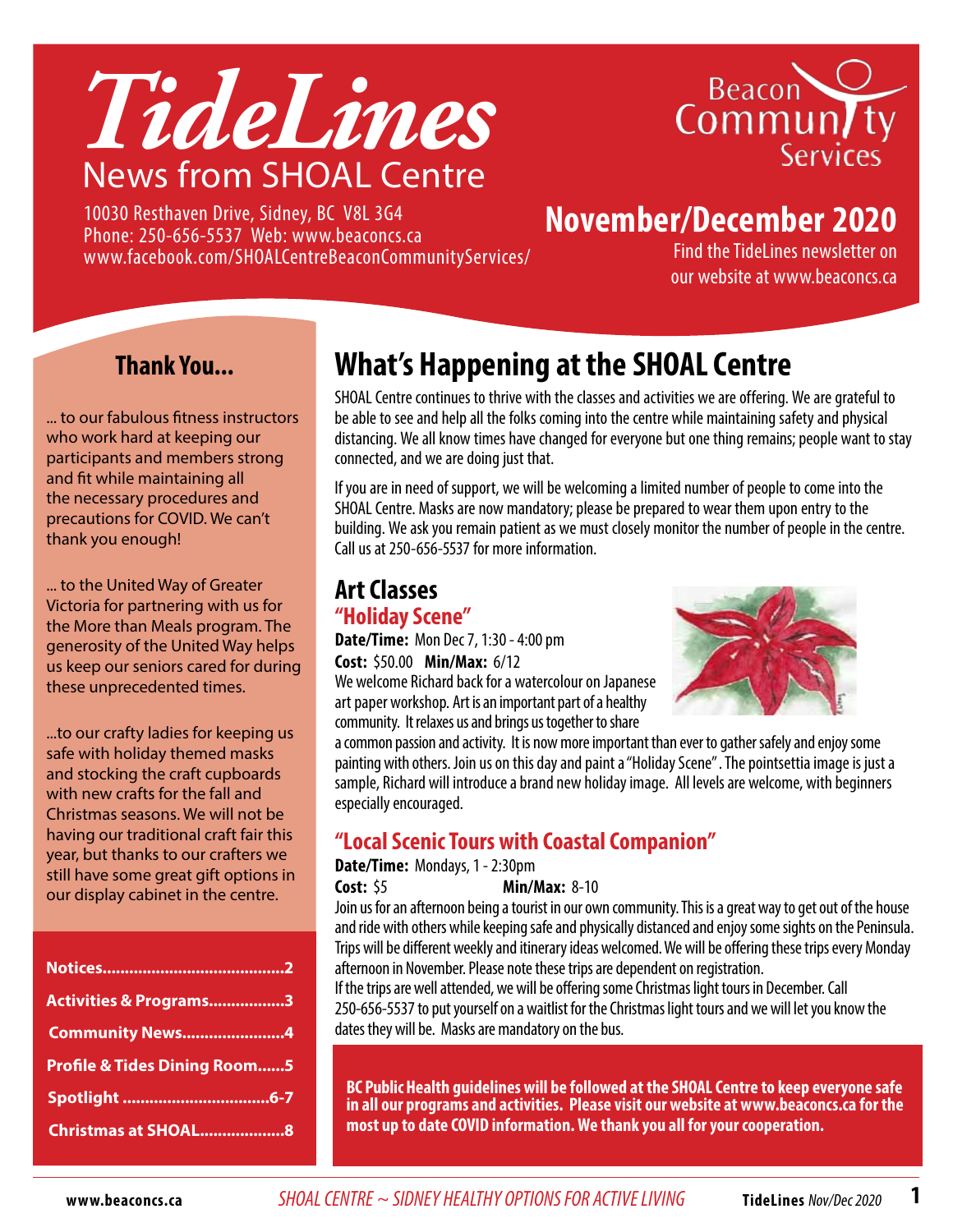# TideLines

## News from SHOAL Centre

10030 Resthaven Drive, Sidney, BC V8L 3G4
Phone: 250-656-5537 Web: www.beaconcs.ca
www.facebook.com/SHOALCentreBeaconCommunityServices/

Beacon Community Services

## November/December 2020

Find the TideLines newsletter on our website at www.beaconcs.ca

### Thank You...

... to our fabulous fitness instructors who work hard at keeping our participants and members strong and fit while maintaining all the necessary procedures and precautions for COVID. We can't thank you enough!

... to the United Way of Greater Victoria for partnering with us for the More than Meals program. The generosity of the United Way helps us keep our seniors cared for during these unprecedented times.

...to our crafty ladies for keeping us safe with holiday themed masks and stocking the craft cupboards with new crafts for the fall and Christmas seasons. We will not be having our traditional craft fair this year, but thanks to our crafters we still have some great gift options in our display cabinet in the centre.

- **Notices**......2
- **Activities & Programs**......3
- **Community News**......4
- **Profile & Tides Dining Room**......5
- **Spotlight**......6-7
- **Christmas at SHOAL**......8

## What's Happening at the SHOAL Centre

SHOAL Centre continues to thrive with the classes and activities we are offering. We are grateful to be able to see and help all the folks coming into the centre while maintaining safety and physical distancing. We all know times have changed for everyone but one thing remains; people want to stay connected, and we are doing just that.

If you are in need of support, we will be welcoming a limited number of people to come into the SHOAL Centre. Masks are now mandatory; please be prepared to wear them upon entry to the building. We ask you remain patient as we must closely monitor the number of people in the centre. Call us at 250-656-5537 for more information.

### Art Classes

#### "Holiday Scene"

**Date/Time:** Mon Dec 7, 1:30 - 4:00 pm
**Cost:** $50.00 **Min/Max:** 6/12

We welcome Richard back for a watercolour on Japanese art paper workshop. Art is an important part of a healthy community. It relaxes us and brings us together to share a common passion and activity. It is now more important than ever to gather safely and enjoy some painting with others. Join us on this day and paint a "Holiday Scene". The pointsettia image is just a sample, Richard will introduce a brand new holiday image. All levels are welcome, with beginners especially encouraged.

#### "Local Scenic Tours with Coastal Companion"

**Date/Time:** Mondays, 1 - 2:30pm
**Cost:** $5 **Min/Max:** 8-10

Join us for an afternoon being a tourist in our own community. This is a great way to get out of the house and ride with others while keeping safe and physically distanced and enjoy some sights on the Peninsula. Trips will be different weekly and itinerary ideas welcomed. We will be offering these trips every Monday afternoon in November. Please note these trips are dependent on registration.
If the trips are well attended, we will be offering some Christmas light tours in December. Call 250-656-5537 to put yourself on a waitlist for the Christmas light tours and we will let you know the dates they will be. Masks are mandatory on the bus.

**BC Public Health guidelines will be followed at the SHOAL Centre to keep everyone safe in all our programs and activities. Please visit our website at www.beaconcs.ca for the most up to date COVID information. We thank you all for your cooperation.**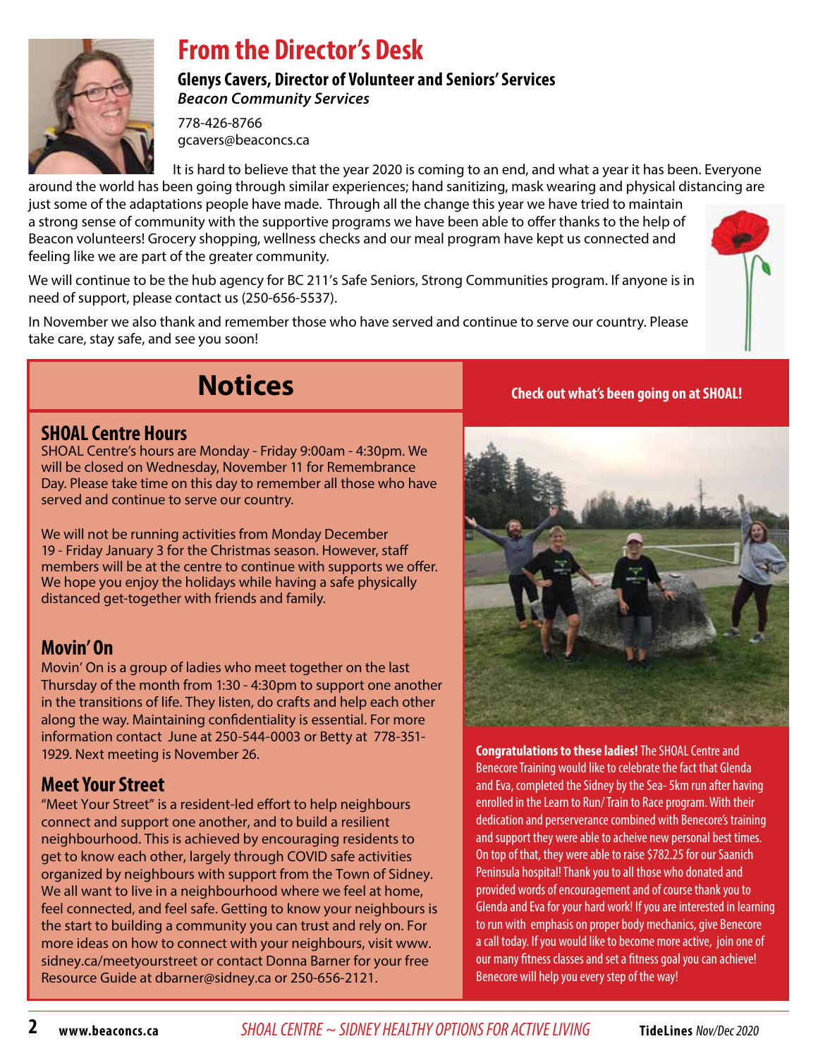# From the Director's Desk

**Glenys Cavers, Director of Volunteer and Seniors' Services**
***Beacon Community Services***

778-426-8766
gcavers@beaconcs.ca

It is hard to believe that the year 2020 is coming to an end, and what a year it has been. Everyone around the world has been going through similar experiences; hand sanitizing, mask wearing and physical distancing are just some of the adaptations people have made. Through all the change this year we have tried to maintain a strong sense of community with the supportive programs we have been able to offer thanks to the help of Beacon volunteers! Grocery shopping, wellness checks and our meal program have kept us connected and feeling like we are part of the greater community.

We will continue to be the hub agency for BC 211's Safe Seniors, Strong Communities program. If anyone is in need of support, please contact us (250-656-5537).

In November we also thank and remember those who have served and continue to serve our country. Please take care, stay safe, and see you soon!

# Notices

## SHOAL Centre Hours

SHOAL Centre's hours are Monday - Friday 9:00am - 4:30pm. We will be closed on Wednesday, November 11 for Remembrance Day. Please take time on this day to remember all those who have served and continue to serve our country.

We will not be running activities from Monday December 19 - Friday January 3 for the Christmas season. However, staff members will be at the centre to continue with supports we offer. We hope you enjoy the holidays while having a safe physically distanced get-together with friends and family.

## Movin' On

Movin' On is a group of ladies who meet together on the last Thursday of the month from 1:30 - 4:30pm to support one another in the transitions of life. They listen, do crafts and help each other along the way. Maintaining confidentiality is essential. For more information contact June at 250-544-0003 or Betty at 778-351-1929. Next meeting is November 26.

## Meet Your Street

"Meet Your Street" is a resident-led effort to help neighbours connect and support one another, and to build a resilient neighbourhood. This is achieved by encouraging residents to get to know each other, largely through COVID safe activities organized by neighbours with support from the Town of Sidney. We all want to live in a neighbourhood where we feel at home, feel connected, and feel safe. Getting to know your neighbours is the start to building a community you can trust and rely on. For more ideas on how to connect with your neighbours, visit www.sidney.ca/meetyourstreet or contact Donna Barner for your free Resource Guide at dbarner@sidney.ca or 250-656-2121.

**Check out what's been going on at SHOAL!**

**Congratulations to these ladies!** The SHOAL Centre and Benecore Training would like to celebrate the fact that Glenda and Eva, completed the Sidney by the Sea- 5km run after having enrolled in the Learn to Run/ Train to Race program. With their dedication and perserverance combined with Benecore's training and support they were able to acheive new personal best times. On top of that, they were able to raise $782.25 for our Saanich Peninsula hospital! Thank you to all those who donated and provided words of encouragement and of course thank you to Glenda and Eva for your hard work! If you are interested in learning to run with emphasis on proper body mechanics, give Benecore a call today. If you would like to become more active, join one of our many fitness classes and set a fitness goal you can achieve! Benecore will help you every step of the way!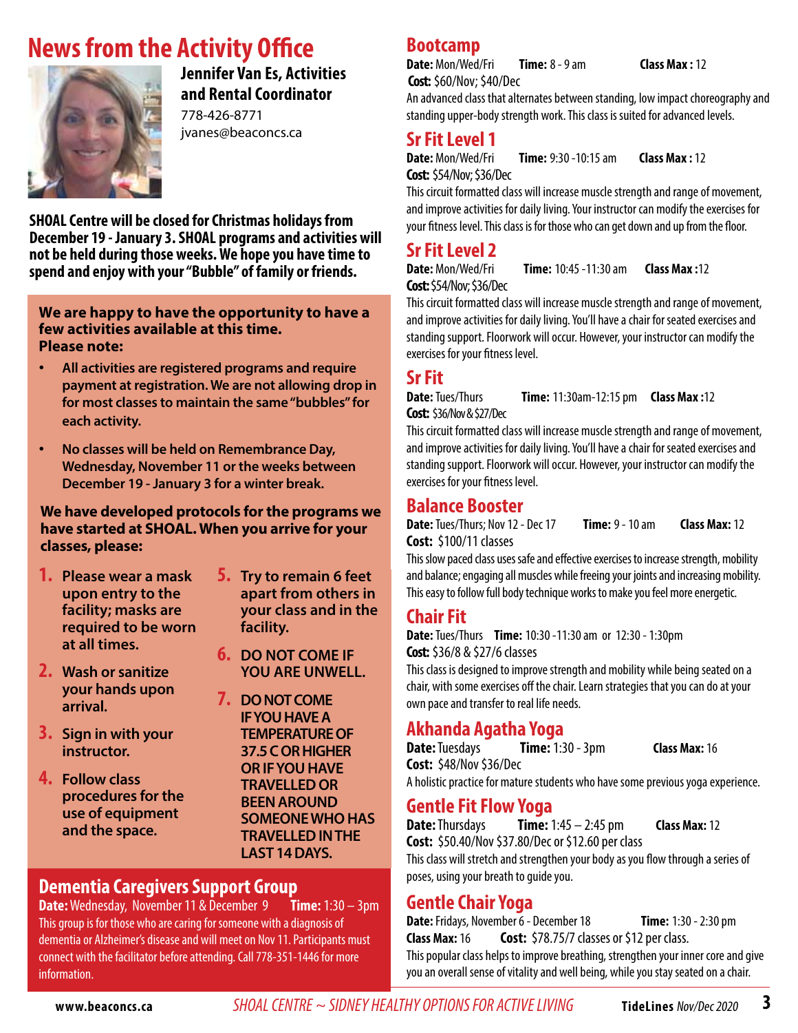# News from the Activity Office

**Jennifer Van Es, Activities and Rental Coordinator**
778-426-8771
jvanes@beaconcs.ca

**SHOAL Centre will be closed for Christmas holidays from December 19 - January 3. SHOAL programs and activities will not be held during those weeks. We hope you have time to spend and enjoy with your "Bubble" of family or friends.**

**We are happy to have the opportunity to have a few activities available at this time.**
**Please note:**

- **All activities are registered programs and require payment at registration. We are not allowing drop in for most classes to maintain the same "bubbles" for each activity.**
- **No classes will be held on Remembrance Day, Wednesday, November 11 or the weeks between December 19 - January 3 for a winter break.**

**We have developed protocols for the programs we have started at SHOAL. When you arrive for your classes, please:**

1. **Please wear a mask upon entry to the facility; masks are required to be worn at all times.**
2. **Wash or sanitize your hands upon arrival.**
3. **Sign in with your instructor.**
4. **Follow class procedures for the use of equipment and the space.**
5. **Try to remain 6 feet apart from others in your class and in the facility.**
6. **DO NOT COME IF YOU ARE UNWELL.**
7. **DO NOT COME IF YOU HAVE A TEMPERATURE OF 37.5 C OR HIGHER OR IF YOU HAVE TRAVELLED OR BEEN AROUND SOMEONE WHO HAS TRAVELLED IN THE LAST 14 DAYS.**

## Dementia Caregivers Support Group

**Date:** Wednesday, November 11 & December 9 **Time:** 1:30 – 3pm
This group is for those who are caring for someone with a diagnosis of dementia or Alzheimer's disease and will meet on Nov 11. Participants must connect with the facilitator before attending. Call 778-351-1446 for more information.

## Bootcamp

**Date:** Mon/Wed/Fri **Time:** 8 - 9 am **Class Max :** 12
**Cost:** $60/Nov; $40/Dec
An advanced class that alternates between standing, low impact choreography and standing upper-body strength work. This class is suited for advanced levels.

## Sr Fit Level 1

**Date:** Mon/Wed/Fri **Time:** 9:30 -10:15 am **Class Max :** 12
**Cost:** $54/Nov; $36/Dec
This circuit formatted class will increase muscle strength and range of movement, and improve activities for daily living. Your instructor can modify the exercises for your fitness level. This class is for those who can get down and up from the floor.

## Sr Fit Level 2

**Date:** Mon/Wed/Fri **Time:** 10:45 -11:30 am **Class Max :**12
**Cost:** $54/Nov; $36/Dec
This circuit formatted class will increase muscle strength and range of movement, and improve activities for daily living. You'll have a chair for seated exercises and standing support. Floorwork will occur. However, your instructor can modify the exercises for your fitness level.

## Sr Fit

**Date:** Tues/Thurs **Time:** 11:30am-12:15 pm **Class Max :**12
**Cost:** $36/Nov & $27/Dec
This circuit formatted class will increase muscle strength and range of movement, and improve activities for daily living. You'll have a chair for seated exercises and standing support. Floorwork will occur. However, your instructor can modify the exercises for your fitness level.

## Balance Booster

**Date:** Tues/Thurs; Nov 12 - Dec 17 **Time:** 9 - 10 am **Class Max:** 12
**Cost:** $100/11 classes
This slow paced class uses safe and effective exercises to increase strength, mobility and balance; engaging all muscles while freeing your joints and increasing mobility. This easy to follow full body technique works to make you feel more energetic.

## Chair Fit

**Date:** Tues/Thurs **Time:** 10:30 -11:30 am or 12:30 - 1:30pm
**Cost:** $36/8 & $27/6 classes
This class is designed to improve strength and mobility while being seated on a chair, with some exercises off the chair. Learn strategies that you can do at your own pace and transfer to real life needs.

## Akhanda Agatha Yoga

**Date:** Tuesdays **Time:** 1:30 - 3pm **Class Max:** 16
**Cost:** $48/Nov $36/Dec
A holistic practice for mature students who have some previous yoga experience.

## Gentle Fit Flow Yoga

**Date:** Thursdays **Time:** 1:45 – 2:45 pm **Class Max:** 12
**Cost:** $50.40/Nov $37.80/Dec or $12.60 per class
This class will stretch and strengthen your body as you flow through a series of poses, using your breath to guide you.

## Gentle Chair Yoga

**Date:** Fridays, November 6 - December 18 **Time:** 1:30 - 2:30 pm
**Class Max:** 16 **Cost:** $78.75/7 classes or $12 per class.
This popular class helps to improve breathing, strengthen your inner core and give you an overall sense of vitality and well being, while you stay seated on a chair.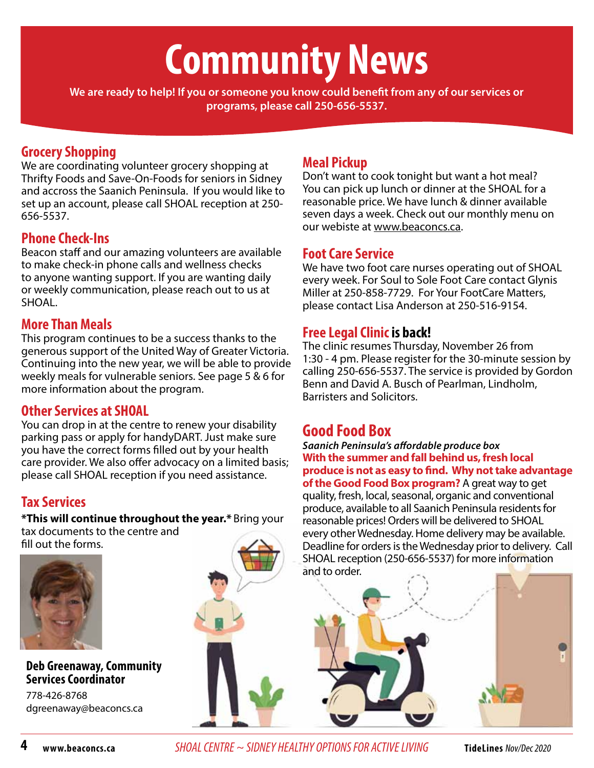# Community News

**We are ready to help! If you or someone you know could benefit from any of our services or programs, please call 250-656-5537.**

## Grocery Shopping

We are coordinating volunteer grocery shopping at Thrifty Foods and Save-On-Foods for seniors in Sidney and accross the Saanich Peninsula. If you would like to set up an account, please call SHOAL reception at 250-656-5537.

## Phone Check-Ins

Beacon staff and our amazing volunteers are available to make check-in phone calls and wellness checks to anyone wanting support. If you are wanting daily or weekly communication, please reach out to us at SHOAL.

## More Than Meals

This program continues to be a success thanks to the generous support of the United Way of Greater Victoria. Continuing into the new year, we will be able to provide weekly meals for vulnerable seniors. See page 5 & 6 for more information about the program.

## Other Services at SHOAL

You can drop in at the centre to renew your disability parking pass or apply for handyDART. Just make sure you have the correct forms filled out by your health care provider. We also offer advocacy on a limited basis; please call SHOAL reception if you need assistance.

## Tax Services

***This will continue throughout the year.*** Bring your tax documents to the centre and fill out the forms.

**Deb Greenaway, Community Services Coordinator**

778-426-8768

dgreenaway@beaconcs.ca

## Meal Pickup

Don't want to cook tonight but want a hot meal? You can pick up lunch or dinner at the SHOAL for a reasonable price. We have lunch & dinner available seven days a week. Check out our monthly menu on our webiste at www.beaconcs.ca.

## Foot Care Service

We have two foot care nurses operating out of SHOAL every week. For Soul to Sole Foot Care contact Glynis Miller at 250-858-7729. For Your FootCare Matters, please contact Lisa Anderson at 250-516-9154.

## Free Legal Clinic is back!

The clinic resumes Thursday, November 26 from 1:30 - 4 pm. Please register for the 30-minute session by calling 250-656-5537. The service is provided by Gordon Benn and David A. Busch of Pearlman, Lindholm, Barristers and Solicitors.

## Good Food Box

***Saanich Peninsula's affordable produce box***

**With the summer and fall behind us, fresh local produce is not as easy to find. Why not take advantage of the Good Food Box program?** A great way to get quality, fresh, local, seasonal, organic and conventional produce, available to all Saanich Peninsula residents for reasonable prices! Orders will be delivered to SHOAL every other Wednesday. Home delivery may be available. Deadline for orders is the Wednesday prior to delivery. Call SHOAL reception (250-656-5537) for more information and to order.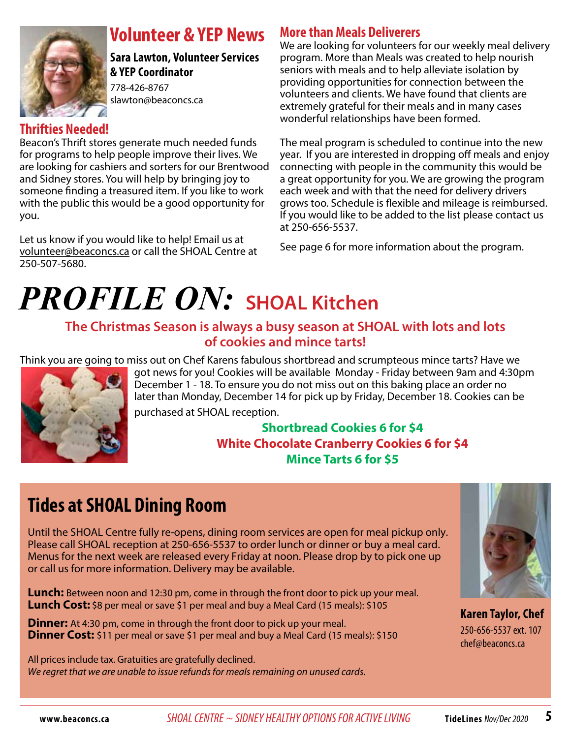## Volunteer & YEP News

**Sara Lawton, Volunteer Services & YEP Coordinator**
778-426-8767
slawton@beaconcs.ca

### Thrifties Needed!

Beacon's Thrift stores generate much needed funds for programs to help people improve their lives. We are looking for cashiers and sorters for our Brentwood and Sidney stores. You will help by bringing joy to someone finding a treasured item. If you like to work with the public this would be a good opportunity for you.

Let us know if you would like to help! Email us at volunteer@beaconcs.ca or call the SHOAL Centre at 250-507-5680.

### More than Meals Deliverers

We are looking for volunteers for our weekly meal delivery program. More than Meals was created to help nourish seniors with meals and to help alleviate isolation by providing opportunities for connection between the volunteers and clients. We have found that clients are extremely grateful for their meals and in many cases wonderful relationships have been formed.

The meal program is scheduled to continue into the new year. If you are interested in dropping off meals and enjoy connecting with people in the community this would be a great opportunity for you. We are growing the program each week and with that the need for delivery drivers grows too. Schedule is flexible and mileage is reimbursed. If you would like to be added to the list please contact us at 250-656-5537.

See page 6 for more information about the program.

# *PROFILE ON:* SHOAL Kitchen

**The Christmas Season is always a busy season at SHOAL with lots and lots of cookies and mince tarts!**

Think you are going to miss out on Chef Karens fabulous shortbread and scrumpteous mince tarts? Have we got news for you! Cookies will be available Monday - Friday between 9am and 4:30pm December 1 - 18. To ensure you do not miss out on this baking place an order no later than Monday, December 14 for pick up by Friday, December 18. Cookies can be purchased at SHOAL reception.

**Shortbread Cookies 6 for $4**
**White Chocolate Cranberry Cookies 6 for $4**
**Mince Tarts 6 for $5**

## Tides at SHOAL Dining Room

Until the SHOAL Centre fully re-opens, dining room services are open for meal pickup only. Please call SHOAL reception at 250-656-5537 to order lunch or dinner or buy a meal card. Menus for the next week are released every Friday at noon. Please drop by to pick one up or call us for more information. Delivery may be available.

**Lunch:** Between noon and 12:30 pm, come in through the front door to pick up your meal.
**Lunch Cost:** $8 per meal or save $1 per meal and buy a Meal Card (15 meals): $105

**Dinner:** At 4:30 pm, come in through the front door to pick up your meal.
**Dinner Cost:** $11 per meal or save $1 per meal and buy a Meal Card (15 meals): $150

All prices include tax. Gratuities are gratefully declined.
*We regret that we are unable to issue refunds for meals remaining on unused cards.*

**Karen Taylor, Chef**
250-656-5537 ext. 107
chef@beaconcs.ca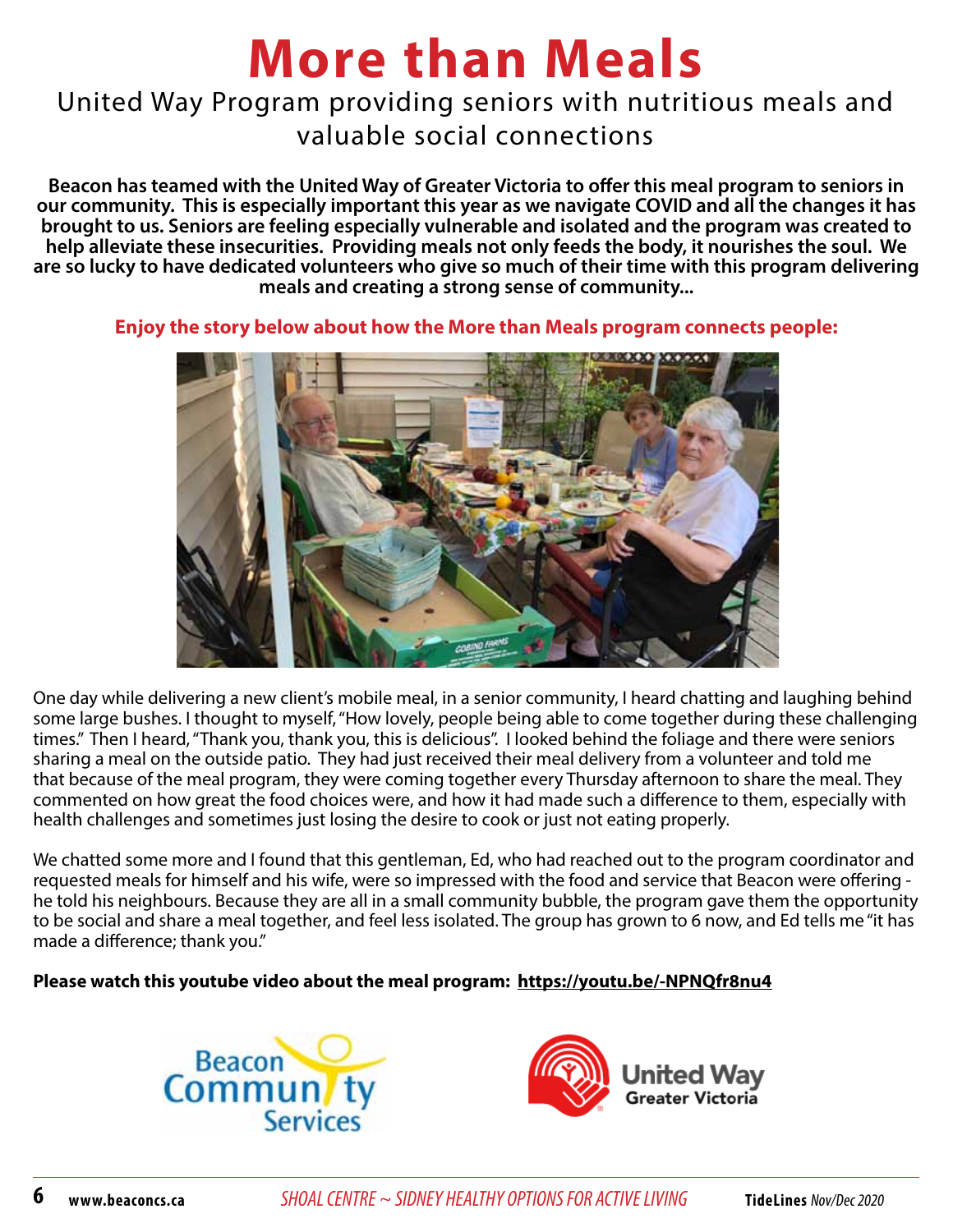# More than Meals

## United Way Program providing seniors with nutritious meals and valuable social connections

**Beacon has teamed with the United Way of Greater Victoria to offer this meal program to seniors in our community. This is especially important this year as we navigate COVID and all the changes it has brought to us. Seniors are feeling especially vulnerable and isolated and the program was created to help alleviate these insecurities. Providing meals not only feeds the body, it nourishes the soul. We are so lucky to have dedicated volunteers who give so much of their time with this program delivering meals and creating a strong sense of community...**

**Enjoy the story below about how the More than Meals program connects people:**

One day while delivering a new client's mobile meal, in a senior community, I heard chatting and laughing behind some large bushes. I thought to myself, "How lovely, people being able to come together during these challenging times." Then I heard, "Thank you, thank you, this is delicious". I looked behind the foliage and there were seniors sharing a meal on the outside patio. They had just received their meal delivery from a volunteer and told me that because of the meal program, they were coming together every Thursday afternoon to share the meal. They commented on how great the food choices were, and how it had made such a difference to them, especially with health challenges and sometimes just losing the desire to cook or just not eating properly.

We chatted some more and I found that this gentleman, Ed, who had reached out to the program coordinator and requested meals for himself and his wife, were so impressed with the food and service that Beacon were offering - he told his neighbours. Because they are all in a small community bubble, the program gave them the opportunity to be social and share a meal together, and feel less isolated. The group has grown to 6 now, and Ed tells me "it has made a difference; thank you."

**Please watch this youtube video about the meal program: https://youtu.be/-NPNQfr8nu4**

Beacon Community Services

United Way Greater Victoria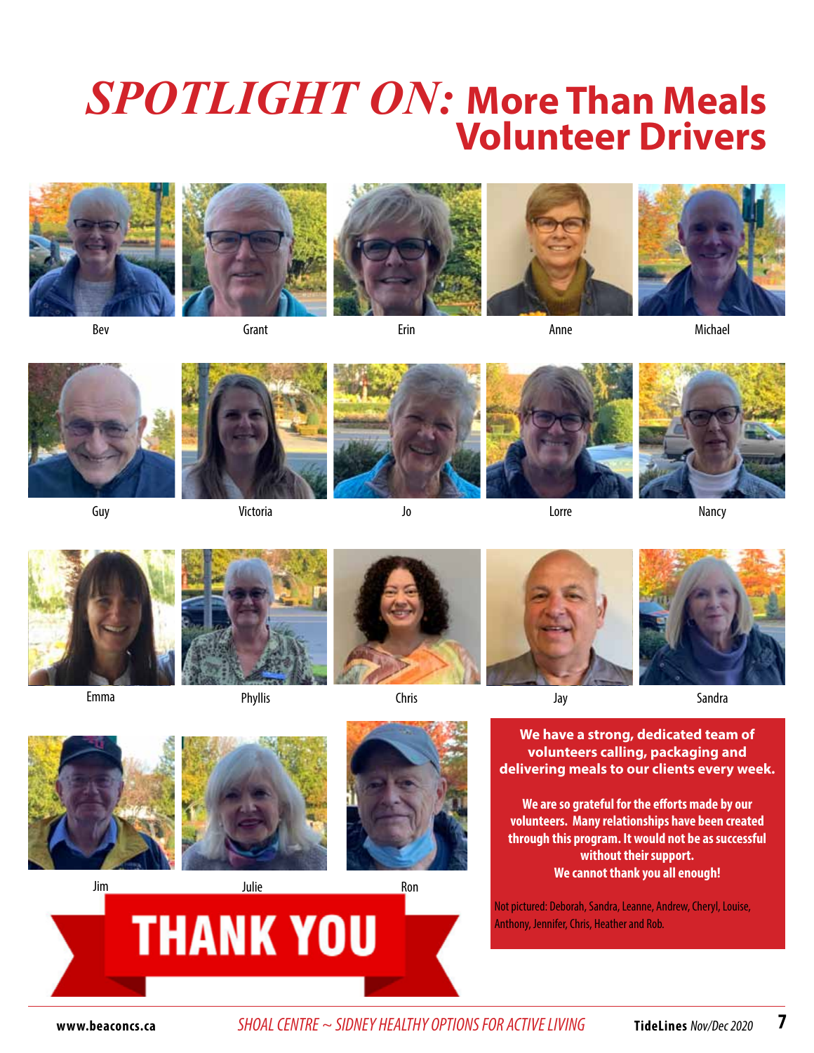# *SPOTLIGHT ON:* More Than Meals Volunteer Drivers

Bev

Grant

Erin

Anne

Michael

Guy

Victoria

Jo

Lorre

Nancy

Emma

Phyllis

Chris

Jay

Sandra

Jim

Julie

Ron

**THANK YOU**

**We have a strong, dedicated team of volunteers calling, packaging and delivering meals to our clients every week.**

**We are so grateful for the efforts made by our volunteers. Many relationships have been created through this program. It would not be as successful without their support.**
**We cannot thank you all enough!**

Not pictured: Deborah, Sandra, Leanne, Andrew, Cheryl, Louise, Anthony, Jennifer, Chris, Heather and Rob.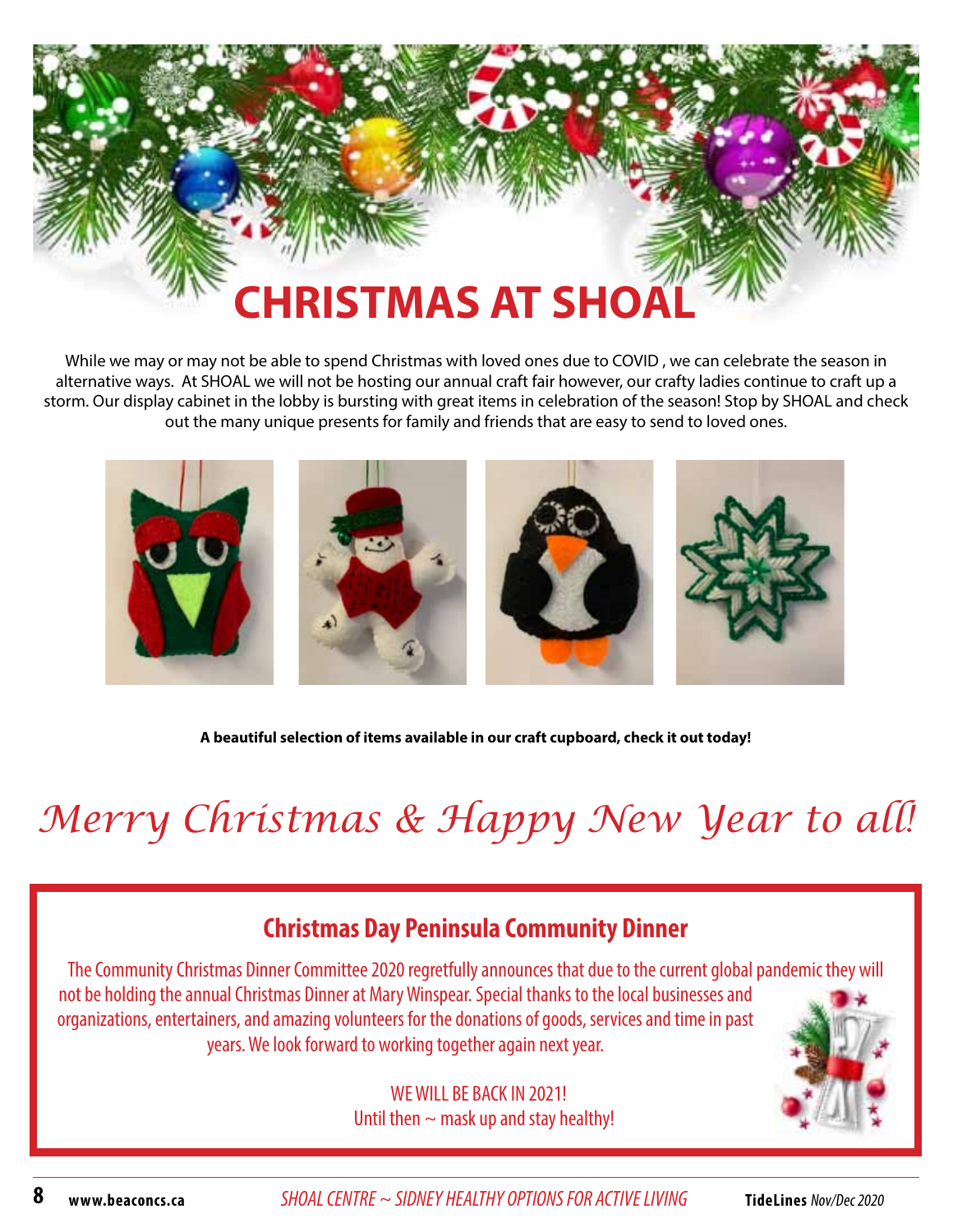# CHRISTMAS AT SHOAL

While we may or may not be able to spend Christmas with loved ones due to COVID , we can celebrate the season in alternative ways. At SHOAL we will not be hosting our annual craft fair however, our crafty ladies continue to craft up a storm. Our display cabinet in the lobby is bursting with great items in celebration of the season! Stop by SHOAL and check out the many unique presents for family and friends that are easy to send to loved ones.

**A beautiful selection of items available in our craft cupboard, check it out today!**

*Merry Christmas & Happy New Year to all!*

## Christmas Day Peninsula Community Dinner

The Community Christmas Dinner Committee 2020 regretfully announces that due to the current global pandemic they will not be holding the annual Christmas Dinner at Mary Winspear. Special thanks to the local businesses and organizations, entertainers, and amazing volunteers for the donations of goods, services and time in past years. We look forward to working together again next year.

WE WILL BE BACK IN 2021!
Until then ~ mask up and stay healthy!